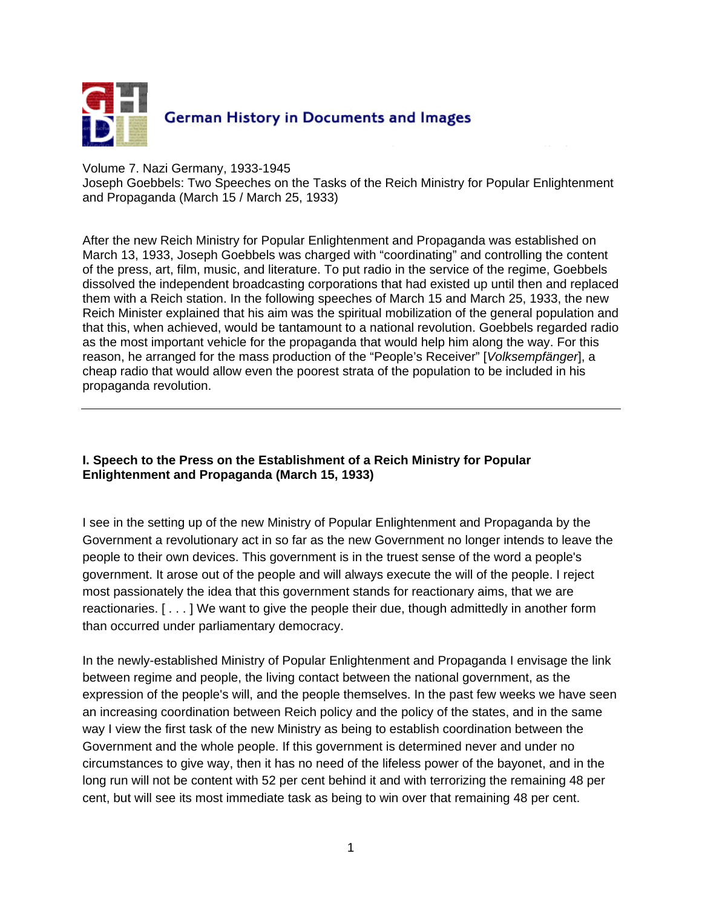German History in Documents and Images

Volume 7. Nazi Germany, 1933-1945
Joseph Goebbels: Two Speeches on the Tasks of the Reich Ministry for Popular Enlightenment and Propaganda (March 15 / March 25, 1933)

After the new Reich Ministry for Popular Enlightenment and Propaganda was established on March 13, 1933, Joseph Goebbels was charged with "coordinating" and controlling the content of the press, art, film, music, and literature. To put radio in the service of the regime, Goebbels dissolved the independent broadcasting corporations that had existed up until then and replaced them with a Reich station. In the following speeches of March 15 and March 25, 1933, the new Reich Minister explained that his aim was the spiritual mobilization of the general population and that this, when achieved, would be tantamount to a national revolution. Goebbels regarded radio as the most important vehicle for the propaganda that would help him along the way. For this reason, he arranged for the mass production of the "People's Receiver" [*Volksempfänger*], a cheap radio that would allow even the poorest strata of the population to be included in his propaganda revolution.

---

### I. Speech to the Press on the Establishment of a Reich Ministry for Popular Enlightenment and Propaganda (March 15, 1933)

I see in the setting up of the new Ministry of Popular Enlightenment and Propaganda by the Government a revolutionary act in so far as the new Government no longer intends to leave the people to their own devices. This government is in the truest sense of the word a people's government. It arose out of the people and will always execute the will of the people. I reject most passionately the idea that this government stands for reactionary aims, that we are reactionaries. [ . . . ] We want to give the people their due, though admittedly in another form than occurred under parliamentary democracy.

In the newly-established Ministry of Popular Enlightenment and Propaganda I envisage the link between regime and people, the living contact between the national government, as the expression of the people's will, and the people themselves. In the past few weeks we have seen an increasing coordination between Reich policy and the policy of the states, and in the same way I view the first task of the new Ministry as being to establish coordination between the Government and the whole people. If this government is determined never and under no circumstances to give way, then it has no need of the lifeless power of the bayonet, and in the long run will not be content with 52 per cent behind it and with terrorizing the remaining 48 per cent, but will see its most immediate task as being to win over that remaining 48 per cent.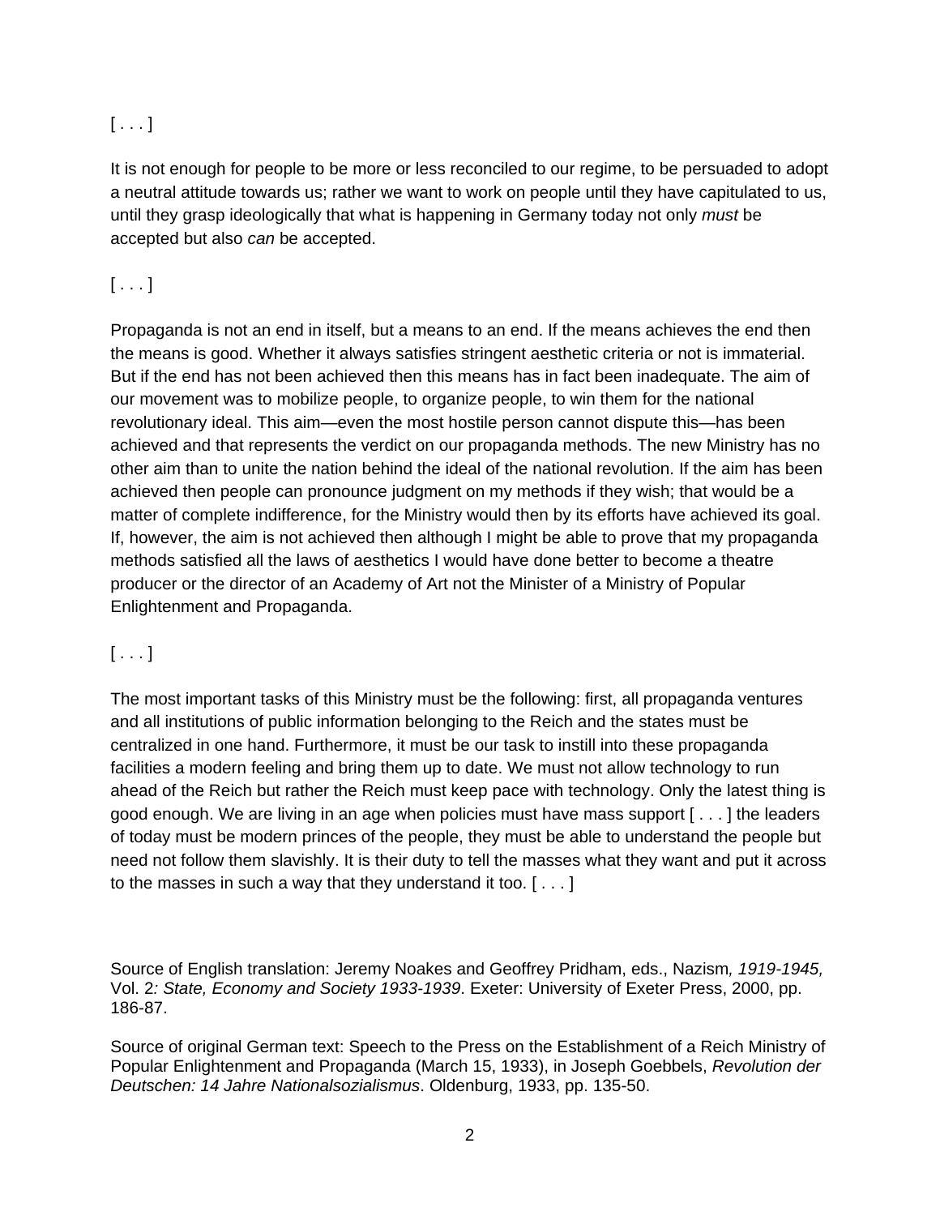[ . . . ]

It is not enough for people to be more or less reconciled to our regime, to be persuaded to adopt a neutral attitude towards us; rather we want to work on people until they have capitulated to us, until they grasp ideologically that what is happening in Germany today not only *must* be accepted but also *can* be accepted.

[ . . . ]

Propaganda is not an end in itself, but a means to an end. If the means achieves the end then the means is good. Whether it always satisfies stringent aesthetic criteria or not is immaterial. But if the end has not been achieved then this means has in fact been inadequate. The aim of our movement was to mobilize people, to organize people, to win them for the national revolutionary ideal. This aim—even the most hostile person cannot dispute this—has been achieved and that represents the verdict on our propaganda methods. The new Ministry has no other aim than to unite the nation behind the ideal of the national revolution. If the aim has been achieved then people can pronounce judgment on my methods if they wish; that would be a matter of complete indifference, for the Ministry would then by its efforts have achieved its goal. If, however, the aim is not achieved then although I might be able to prove that my propaganda methods satisfied all the laws of aesthetics I would have done better to become a theatre producer or the director of an Academy of Art not the Minister of a Ministry of Popular Enlightenment and Propaganda.

[ . . . ]

The most important tasks of this Ministry must be the following: first, all propaganda ventures and all institutions of public information belonging to the Reich and the states must be centralized in one hand. Furthermore, it must be our task to instill into these propaganda facilities a modern feeling and bring them up to date. We must not allow technology to run ahead of the Reich but rather the Reich must keep pace with technology. Only the latest thing is good enough. We are living in an age when policies must have mass support [ . . . ] the leaders of today must be modern princes of the people, they must be able to understand the people but need not follow them slavishly. It is their duty to tell the masses what they want and put it across to the masses in such a way that they understand it too. [ . . . ]

Source of English translation: Jeremy Noakes and Geoffrey Pridham, eds., Nazism*, 1919-1945,* Vol. 2*: State, Economy and Society 1933-1939*. Exeter: University of Exeter Press, 2000, pp. 186-87.

Source of original German text: Speech to the Press on the Establishment of a Reich Ministry of Popular Enlightenment and Propaganda (March 15, 1933), in Joseph Goebbels, *Revolution der Deutschen: 14 Jahre Nationalsozialismus*. Oldenburg, 1933, pp. 135-50.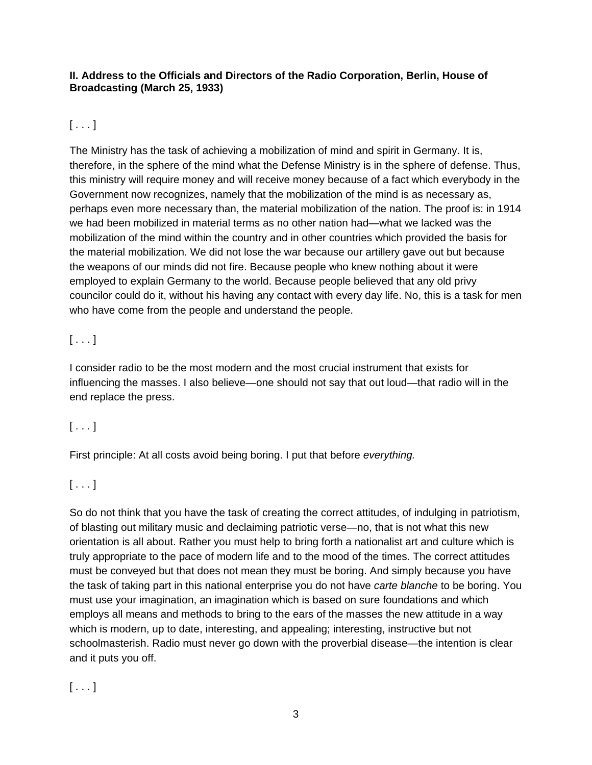**II. Address to the Officials and Directors of the Radio Corporation, Berlin, House of Broadcasting (March 25, 1933)**

[ . . . ]

The Ministry has the task of achieving a mobilization of mind and spirit in Germany. It is, therefore, in the sphere of the mind what the Defense Ministry is in the sphere of defense. Thus, this ministry will require money and will receive money because of a fact which everybody in the Government now recognizes, namely that the mobilization of the mind is as necessary as, perhaps even more necessary than, the material mobilization of the nation. The proof is: in 1914 we had been mobilized in material terms as no other nation had—what we lacked was the mobilization of the mind within the country and in other countries which provided the basis for the material mobilization. We did not lose the war because our artillery gave out but because the weapons of our minds did not fire. Because people who knew nothing about it were employed to explain Germany to the world. Because people believed that any old privy councilor could do it, without his having any contact with every day life. No, this is a task for men who have come from the people and understand the people.

[ . . . ]

I consider radio to be the most modern and the most crucial instrument that exists for influencing the masses. I also believe—one should not say that out loud—that radio will in the end replace the press.

[ . . . ]

First principle: At all costs avoid being boring. I put that before *everything.*

[ . . . ]

So do not think that you have the task of creating the correct attitudes, of indulging in patriotism, of blasting out military music and declaiming patriotic verse—no, that is not what this new orientation is all about. Rather you must help to bring forth a nationalist art and culture which is truly appropriate to the pace of modern life and to the mood of the times. The correct attitudes must be conveyed but that does not mean they must be boring. And simply because you have the task of taking part in this national enterprise you do not have *carte blanche* to be boring. You must use your imagination, an imagination which is based on sure foundations and which employs all means and methods to bring to the ears of the masses the new attitude in a way which is modern, up to date, interesting, and appealing; interesting, instructive but not schoolmasterish. Radio must never go down with the proverbial disease—the intention is clear and it puts you off.

[ . . . ]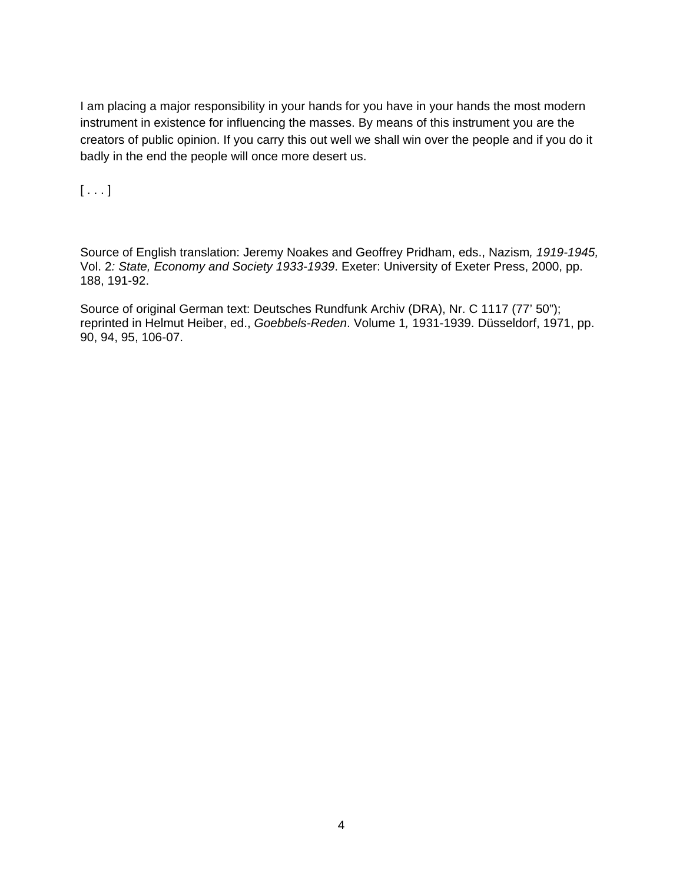I am placing a major responsibility in your hands for you have in your hands the most modern instrument in existence for influencing the masses. By means of this instrument you are the creators of public opinion. If you carry this out well we shall win over the people and if you do it badly in the end the people will once more desert us.

[ . . . ]

Source of English translation: Jeremy Noakes and Geoffrey Pridham, eds., Nazism*, 1919-1945,* Vol. 2*: State, Economy and Society 1933-1939*. Exeter: University of Exeter Press, 2000, pp. 188, 191-92.

Source of original German text: Deutsches Rundfunk Archiv (DRA), Nr. C 1117 (77' 50"); reprinted in Helmut Heiber, ed., *Goebbels-Reden*. Volume 1*,* 1931-1939. Düsseldorf, 1971, pp. 90, 94, 95, 106-07.